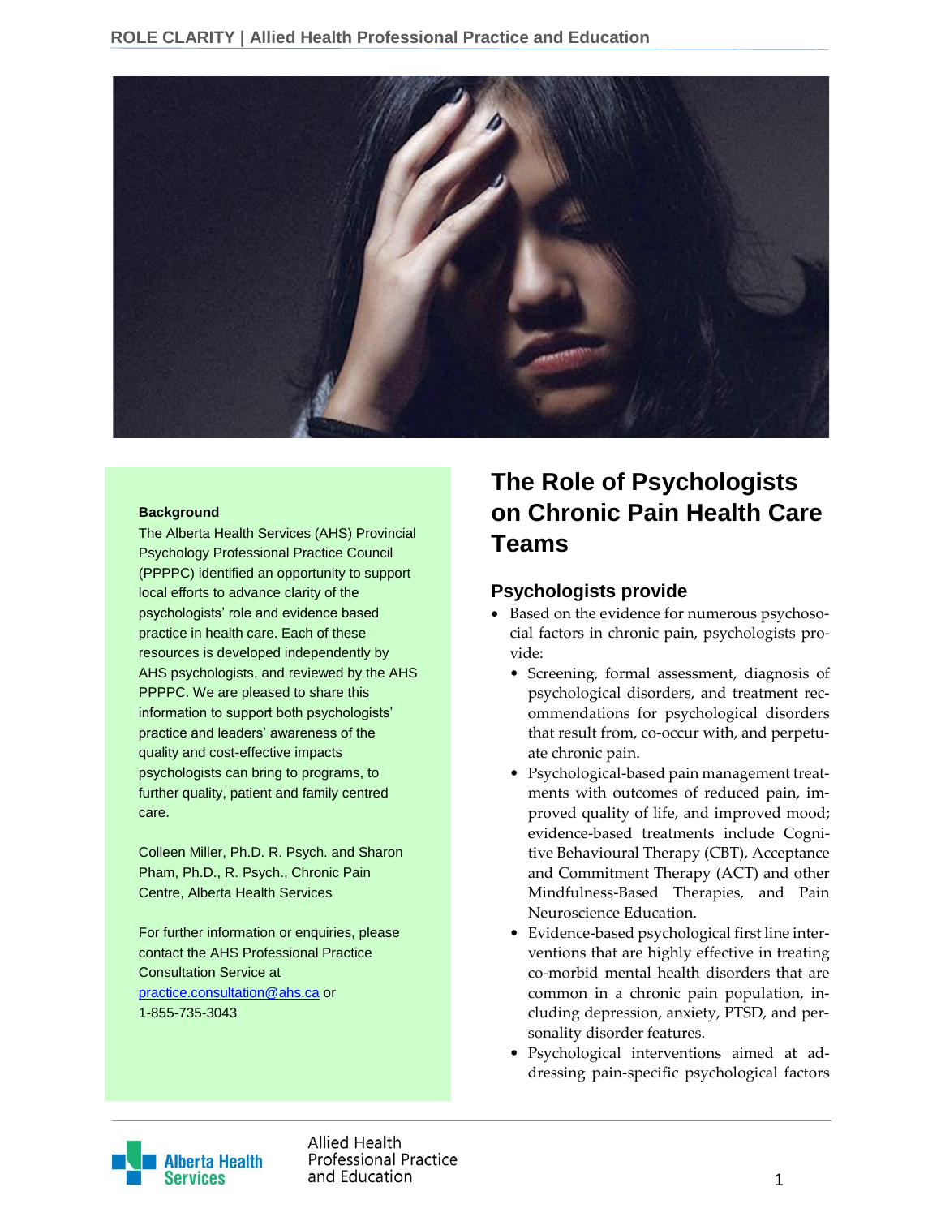# The Role of Psychologists on Chronic Pain Health Care Teams

**Background**

The Alberta Health Services (AHS) Provincial Psychology Professional Practice Council (PPPPC) identified an opportunity to support local efforts to advance clarity of the psychologists' role and evidence based practice in health care. Each of these resources is developed independently by AHS psychologists, and reviewed by the AHS PPPPC. We are pleased to share this information to support both psychologists' practice and leaders' awareness of the quality and cost-effective impacts psychologists can bring to programs, to further quality, patient and family centred care.

Colleen Miller, Ph.D. R. Psych. and Sharon Pham, Ph.D., R. Psych., Chronic Pain Centre, Alberta Health Services

For further information or enquiries, please contact the AHS Professional Practice Consultation Service at practice.consultation@ahs.ca or 1-855-735-3043

## Psychologists provide

- Based on the evidence for numerous psychosocial factors in chronic pain, psychologists provide:
  - Screening, formal assessment, diagnosis of psychological disorders, and treatment recommendations for psychological disorders that result from, co-occur with, and perpetuate chronic pain.
  - Psychological-based pain management treatments with outcomes of reduced pain, improved quality of life, and improved mood; evidence-based treatments include Cognitive Behavioural Therapy (CBT), Acceptance and Commitment Therapy (ACT) and other Mindfulness-Based Therapies, and Pain Neuroscience Education.
  - Evidence-based psychological first line interventions that are highly effective in treating co-morbid mental health disorders that are common in a chronic pain population, including depression, anxiety, PTSD, and personality disorder features.
  - Psychological interventions aimed at addressing pain-specific psychological factors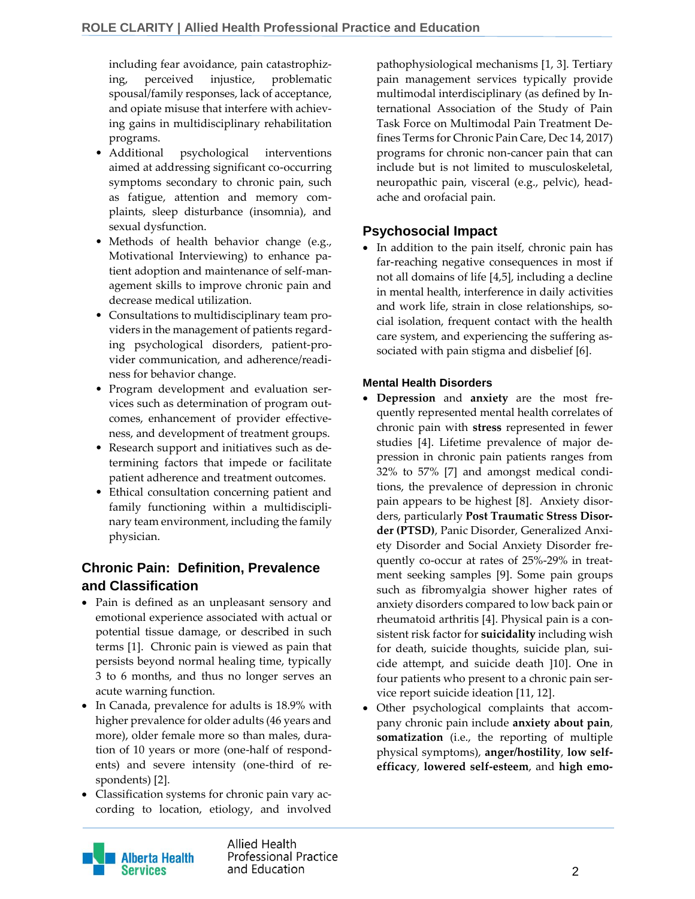including fear avoidance, pain catastrophizing, perceived injustice, problematic spousal/family responses, lack of acceptance, and opiate misuse that interfere with achieving gains in multidisciplinary rehabilitation programs.

- Additional psychological interventions aimed at addressing significant co-occurring symptoms secondary to chronic pain, such as fatigue, attention and memory complaints, sleep disturbance (insomnia), and sexual dysfunction.
- Methods of health behavior change (e.g., Motivational Interviewing) to enhance patient adoption and maintenance of self-management skills to improve chronic pain and decrease medical utilization.
- Consultations to multidisciplinary team providers in the management of patients regarding psychological disorders, patient-provider communication, and adherence/readiness for behavior change.
- Program development and evaluation services such as determination of program outcomes, enhancement of provider effectiveness, and development of treatment groups.
- Research support and initiatives such as determining factors that impede or facilitate patient adherence and treatment outcomes.
- Ethical consultation concerning patient and family functioning within a multidisciplinary team environment, including the family physician.

## Chronic Pain: Definition, Prevalence and Classification

- Pain is defined as an unpleasant sensory and emotional experience associated with actual or potential tissue damage, or described in such terms [1]. Chronic pain is viewed as pain that persists beyond normal healing time, typically 3 to 6 months, and thus no longer serves an acute warning function.
- In Canada, prevalence for adults is 18.9% with higher prevalence for older adults (46 years and more), older female more so than males, duration of 10 years or more (one-half of respondents) and severe intensity (one-third of respondents) [2].
- Classification systems for chronic pain vary according to location, etiology, and involved pathophysiological mechanisms [1, 3]. Tertiary pain management services typically provide multimodal interdisciplinary (as defined by International Association of the Study of Pain Task Force on Multimodal Pain Treatment Defines Terms for Chronic Pain Care, Dec 14, 2017) programs for chronic non-cancer pain that can include but is not limited to musculoskeletal, neuropathic pain, visceral (e.g., pelvic), headache and orofacial pain.

## Psychosocial Impact

- In addition to the pain itself, chronic pain has far-reaching negative consequences in most if not all domains of life [4,5], including a decline in mental health, interference in daily activities and work life, strain in close relationships, social isolation, frequent contact with the health care system, and experiencing the suffering associated with pain stigma and disbelief [6].

### Mental Health Disorders

- **Depression** and **anxiety** are the most frequently represented mental health correlates of chronic pain with **stress** represented in fewer studies [4]. Lifetime prevalence of major depression in chronic pain patients ranges from 32% to 57% [7] and amongst medical conditions, the prevalence of depression in chronic pain appears to be highest [8]. Anxiety disorders, particularly **Post Traumatic Stress Disorder (PTSD)**, Panic Disorder, Generalized Anxiety Disorder and Social Anxiety Disorder frequently co-occur at rates of 25%-29% in treatment seeking samples [9]. Some pain groups such as fibromyalgia shower higher rates of anxiety disorders compared to low back pain or rheumatoid arthritis [4]. Physical pain is a consistent risk factor for **suicidality** including wish for death, suicide thoughts, suicide plan, suicide attempt, and suicide death ]10]. One in four patients who present to a chronic pain service report suicide ideation [11, 12].
- Other psychological complaints that accompany chronic pain include **anxiety about pain**, **somatization** (i.e., the reporting of multiple physical symptoms), **anger/hostility**, **low self-efficacy**, **lowered self-esteem**, and **high emo-**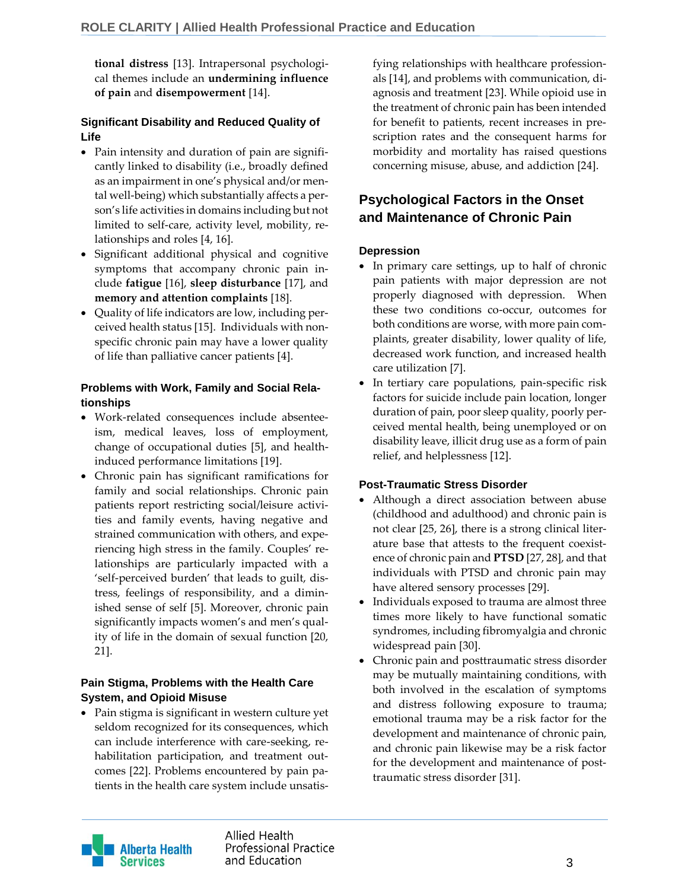**tional distress** [13]. Intrapersonal psychological themes include an **undermining influence of pain** and **disempowerment** [14].

### Significant Disability and Reduced Quality of Life

- Pain intensity and duration of pain are significantly linked to disability (i.e., broadly defined as an impairment in one's physical and/or mental well-being) which substantially affects a person's life activities in domains including but not limited to self-care, activity level, mobility, relationships and roles [4, 16].
- Significant additional physical and cognitive symptoms that accompany chronic pain include **fatigue** [16], **sleep disturbance** [17], and **memory and attention complaints** [18].
- Quality of life indicators are low, including perceived health status [15]. Individuals with non-specific chronic pain may have a lower quality of life than palliative cancer patients [4].

### Problems with Work, Family and Social Relationships

- Work-related consequences include absenteeism, medical leaves, loss of employment, change of occupational duties [5], and health-induced performance limitations [19].
- Chronic pain has significant ramifications for family and social relationships. Chronic pain patients report restricting social/leisure activities and family events, having negative and strained communication with others, and experiencing high stress in the family. Couples' relationships are particularly impacted with a 'self-perceived burden' that leads to guilt, distress, feelings of responsibility, and a diminished sense of self [5]. Moreover, chronic pain significantly impacts women's and men's quality of life in the domain of sexual function [20, 21].

### Pain Stigma, Problems with the Health Care System, and Opioid Misuse

- Pain stigma is significant in western culture yet seldom recognized for its consequences, which can include interference with care-seeking, rehabilitation participation, and treatment outcomes [22]. Problems encountered by pain patients in the health care system include unsatisfying relationships with healthcare professionals [14], and problems with communication, diagnosis and treatment [23]. While opioid use in the treatment of chronic pain has been intended for benefit to patients, recent increases in prescription rates and the consequent harms for morbidity and mortality has raised questions concerning misuse, abuse, and addiction [24].

## Psychological Factors in the Onset and Maintenance of Chronic Pain

### Depression

- In primary care settings, up to half of chronic pain patients with major depression are not properly diagnosed with depression. When these two conditions co-occur, outcomes for both conditions are worse, with more pain complaints, greater disability, lower quality of life, decreased work function, and increased health care utilization [7].
- In tertiary care populations, pain-specific risk factors for suicide include pain location, longer duration of pain, poor sleep quality, poorly perceived mental health, being unemployed or on disability leave, illicit drug use as a form of pain relief, and helplessness [12].

### Post-Traumatic Stress Disorder

- Although a direct association between abuse (childhood and adulthood) and chronic pain is not clear [25, 26], there is a strong clinical literature base that attests to the frequent coexistence of chronic pain and **PTSD** [27, 28], and that individuals with PTSD and chronic pain may have altered sensory processes [29].
- Individuals exposed to trauma are almost three times more likely to have functional somatic syndromes, including fibromyalgia and chronic widespread pain [30].
- Chronic pain and posttraumatic stress disorder may be mutually maintaining conditions, with both involved in the escalation of symptoms and distress following exposure to trauma; emotional trauma may be a risk factor for the development and maintenance of chronic pain, and chronic pain likewise may be a risk factor for the development and maintenance of post-traumatic stress disorder [31].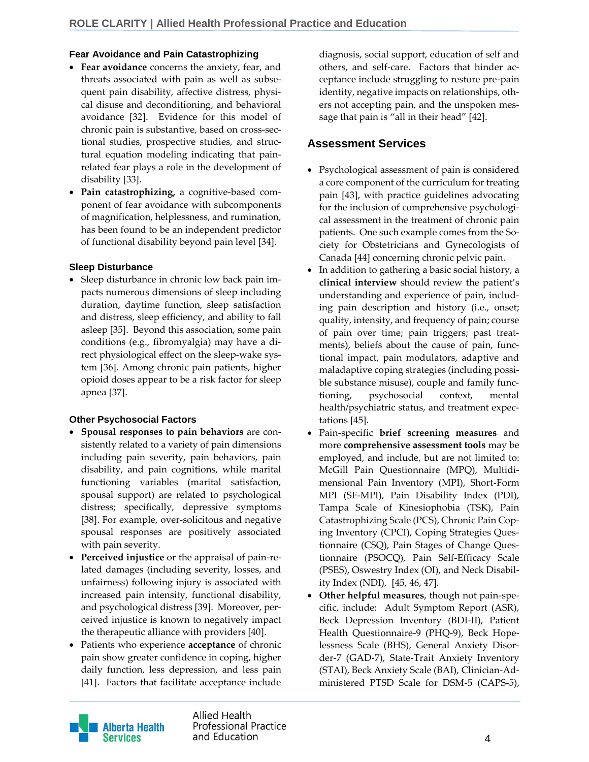### Fear Avoidance and Pain Catastrophizing

- **Fear avoidance** concerns the anxiety, fear, and threats associated with pain as well as subsequent pain disability, affective distress, physical disuse and deconditioning, and behavioral avoidance [32]. Evidence for this model of chronic pain is substantive, based on cross-sectional studies, prospective studies, and structural equation modeling indicating that pain-related fear plays a role in the development of disability [33].
- **Pain catastrophizing,** a cognitive-based component of fear avoidance with subcomponents of magnification, helplessness, and rumination, has been found to be an independent predictor of functional disability beyond pain level [34].

### Sleep Disturbance

- Sleep disturbance in chronic low back pain impacts numerous dimensions of sleep including duration, daytime function, sleep satisfaction and distress, sleep efficiency, and ability to fall asleep [35]. Beyond this association, some pain conditions (e.g., fibromyalgia) may have a direct physiological effect on the sleep-wake system [36]. Among chronic pain patients, higher opioid doses appear to be a risk factor for sleep apnea [37].

### Other Psychosocial Factors

- **Spousal responses to pain behaviors** are consistently related to a variety of pain dimensions including pain severity, pain behaviors, pain disability, and pain cognitions, while marital functioning variables (marital satisfaction, spousal support) are related to psychological distress; specifically, depressive symptoms [38]. For example, over-solicitous and negative spousal responses are positively associated with pain severity.
- **Perceived injustice** or the appraisal of pain-related damages (including severity, losses, and unfairness) following injury is associated with increased pain intensity, functional disability, and psychological distress [39]. Moreover, perceived injustice is known to negatively impact the therapeutic alliance with providers [40].
- Patients who experience **acceptance** of chronic pain show greater confidence in coping, higher daily function, less depression, and less pain [41]. Factors that facilitate acceptance include diagnosis, social support, education of self and others, and self-care. Factors that hinder acceptance include struggling to restore pre-pain identity, negative impacts on relationships, others not accepting pain, and the unspoken message that pain is "all in their head" [42].

## Assessment Services

- Psychological assessment of pain is considered a core component of the curriculum for treating pain [43], with practice guidelines advocating for the inclusion of comprehensive psychological assessment in the treatment of chronic pain patients. One such example comes from the Society for Obstetricians and Gynecologists of Canada [44] concerning chronic pelvic pain.
- In addition to gathering a basic social history, a **clinical interview** should review the patient's understanding and experience of pain, including pain description and history (i.e., onset; quality, intensity, and frequency of pain; course of pain over time; pain triggers; past treatments), beliefs about the cause of pain, functional impact, pain modulators, adaptive and maladaptive coping strategies (including possible substance misuse), couple and family functioning, psychosocial context, mental health/psychiatric status, and treatment expectations [45].
- Pain-specific **brief screening measures** and more **comprehensive assessment tools** may be employed, and include, but are not limited to: McGill Pain Questionnaire (MPQ), Multidimensional Pain Inventory (MPI), Short-Form MPI (SF-MPI), Pain Disability Index (PDI), Tampa Scale of Kinesiophobia (TSK), Pain Catastrophizing Scale (PCS), Chronic Pain Coping Inventory (CPCI), Coping Strategies Questionnaire (CSQ), Pain Stages of Change Questionnaire (PSOCQ), Pain Self-Efficacy Scale (PSES), Oswestry Index (OI), and Neck Disability Index (NDI), [45, 46, 47].
- **Other helpful measures**, though not pain-specific, include: Adult Symptom Report (ASR), Beck Depression Inventory (BDI-II), Patient Health Questionnaire-9 (PHQ-9), Beck Hopelessness Scale (BHS), General Anxiety Disorder-7 (GAD-7), State-Trait Anxiety Inventory (STAI), Beck Anxiety Scale (BAI), Clinician-Administered PTSD Scale for DSM-5 (CAPS-5),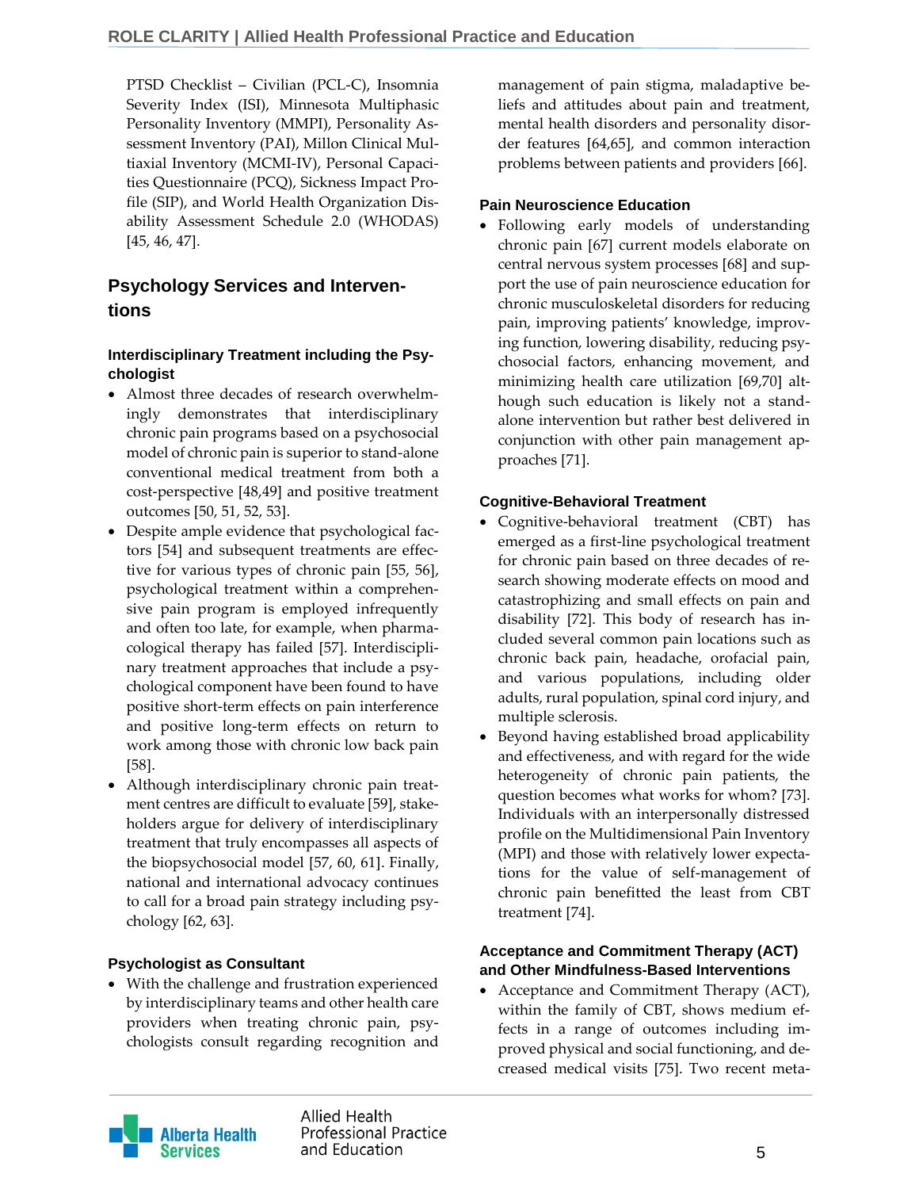PTSD Checklist – Civilian (PCL-C), Insomnia Severity Index (ISI), Minnesota Multiphasic Personality Inventory (MMPI), Personality Assessment Inventory (PAI), Millon Clinical Multiaxial Inventory (MCMI-IV), Personal Capacities Questionnaire (PCQ), Sickness Impact Profile (SIP), and World Health Organization Disability Assessment Schedule 2.0 (WHODAS) [45, 46, 47].

## Psychology Services and Interventions

### Interdisciplinary Treatment including the Psychologist

- Almost three decades of research overwhelmingly demonstrates that interdisciplinary chronic pain programs based on a psychosocial model of chronic pain is superior to stand-alone conventional medical treatment from both a cost-perspective [48,49] and positive treatment outcomes [50, 51, 52, 53].
- Despite ample evidence that psychological factors [54] and subsequent treatments are effective for various types of chronic pain [55, 56], psychological treatment within a comprehensive pain program is employed infrequently and often too late, for example, when pharmacological therapy has failed [57]. Interdisciplinary treatment approaches that include a psychological component have been found to have positive short-term effects on pain interference and positive long-term effects on return to work among those with chronic low back pain [58].
- Although interdisciplinary chronic pain treatment centres are difficult to evaluate [59], stakeholders argue for delivery of interdisciplinary treatment that truly encompasses all aspects of the biopsychosocial model [57, 60, 61]. Finally, national and international advocacy continues to call for a broad pain strategy including psychology [62, 63].

### Psychologist as Consultant

- With the challenge and frustration experienced by interdisciplinary teams and other health care providers when treating chronic pain, psychologists consult regarding recognition and management of pain stigma, maladaptive beliefs and attitudes about pain and treatment, mental health disorders and personality disorder features [64,65], and common interaction problems between patients and providers [66].

### Pain Neuroscience Education

- Following early models of understanding chronic pain [67] current models elaborate on central nervous system processes [68] and support the use of pain neuroscience education for chronic musculoskeletal disorders for reducing pain, improving patients' knowledge, improving function, lowering disability, reducing psychosocial factors, enhancing movement, and minimizing health care utilization [69,70] although such education is likely not a stand-alone intervention but rather best delivered in conjunction with other pain management approaches [71].

### Cognitive-Behavioral Treatment

- Cognitive-behavioral treatment (CBT) has emerged as a first-line psychological treatment for chronic pain based on three decades of research showing moderate effects on mood and catastrophizing and small effects on pain and disability [72]. This body of research has included several common pain locations such as chronic back pain, headache, orofacial pain, and various populations, including older adults, rural population, spinal cord injury, and multiple sclerosis.
- Beyond having established broad applicability and effectiveness, and with regard for the wide heterogeneity of chronic pain patients, the question becomes what works for whom? [73]. Individuals with an interpersonally distressed profile on the Multidimensional Pain Inventory (MPI) and those with relatively lower expectations for the value of self-management of chronic pain benefitted the least from CBT treatment [74].

### Acceptance and Commitment Therapy (ACT) and Other Mindfulness-Based Interventions

- Acceptance and Commitment Therapy (ACT), within the family of CBT, shows medium effects in a range of outcomes including improved physical and social functioning, and decreased medical visits [75]. Two recent meta-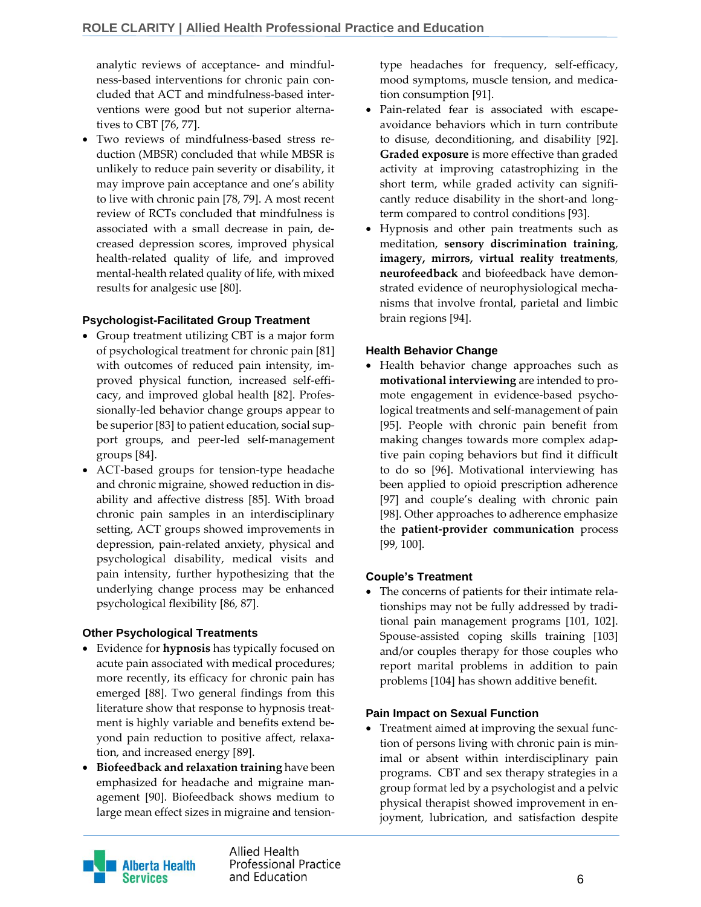analytic reviews of acceptance- and mindfulness-based interventions for chronic pain concluded that ACT and mindfulness-based interventions were good but not superior alternatives to CBT [76, 77].

- Two reviews of mindfulness-based stress reduction (MBSR) concluded that while MBSR is unlikely to reduce pain severity or disability, it may improve pain acceptance and one's ability to live with chronic pain [78, 79]. A most recent review of RCTs concluded that mindfulness is associated with a small decrease in pain, decreased depression scores, improved physical health-related quality of life, and improved mental-health related quality of life, with mixed results for analgesic use [80].

### Psychologist-Facilitated Group Treatment

- Group treatment utilizing CBT is a major form of psychological treatment for chronic pain [81] with outcomes of reduced pain intensity, improved physical function, increased self-efficacy, and improved global health [82]. Professionally-led behavior change groups appear to be superior [83] to patient education, social support groups, and peer-led self-management groups [84].
- ACT-based groups for tension-type headache and chronic migraine, showed reduction in disability and affective distress [85]. With broad chronic pain samples in an interdisciplinary setting, ACT groups showed improvements in depression, pain-related anxiety, physical and psychological disability, medical visits and pain intensity, further hypothesizing that the underlying change process may be enhanced psychological flexibility [86, 87].

### Other Psychological Treatments

- Evidence for **hypnosis** has typically focused on acute pain associated with medical procedures; more recently, its efficacy for chronic pain has emerged [88]. Two general findings from this literature show that response to hypnosis treatment is highly variable and benefits extend beyond pain reduction to positive affect, relaxation, and increased energy [89].
- **Biofeedback and relaxation training** have been emphasized for headache and migraine management [90]. Biofeedback shows medium to large mean effect sizes in migraine and tension-type headaches for frequency, self-efficacy, mood symptoms, muscle tension, and medication consumption [91].
- Pain-related fear is associated with escape-avoidance behaviors which in turn contribute to disuse, deconditioning, and disability [92]. **Graded exposure** is more effective than graded activity at improving catastrophizing in the short term, while graded activity can significantly reduce disability in the short-and long-term compared to control conditions [93].
- Hypnosis and other pain treatments such as meditation, **sensory discrimination training**, **imagery, mirrors, virtual reality treatments**, **neurofeedback** and biofeedback have demonstrated evidence of neurophysiological mechanisms that involve frontal, parietal and limbic brain regions [94].

### Health Behavior Change

- Health behavior change approaches such as **motivational interviewing** are intended to promote engagement in evidence-based psychological treatments and self-management of pain [95]. People with chronic pain benefit from making changes towards more complex adaptive pain coping behaviors but find it difficult to do so [96]. Motivational interviewing has been applied to opioid prescription adherence [97] and couple's dealing with chronic pain [98]. Other approaches to adherence emphasize the **patient-provider communication** process [99, 100].

### Couple's Treatment

- The concerns of patients for their intimate relationships may not be fully addressed by traditional pain management programs [101, 102]. Spouse-assisted coping skills training [103] and/or couples therapy for those couples who report marital problems in addition to pain problems [104] has shown additive benefit.

### Pain Impact on Sexual Function

- Treatment aimed at improving the sexual function of persons living with chronic pain is minimal or absent within interdisciplinary pain programs. CBT and sex therapy strategies in a group format led by a psychologist and a pelvic physical therapist showed improvement in enjoyment, lubrication, and satisfaction despite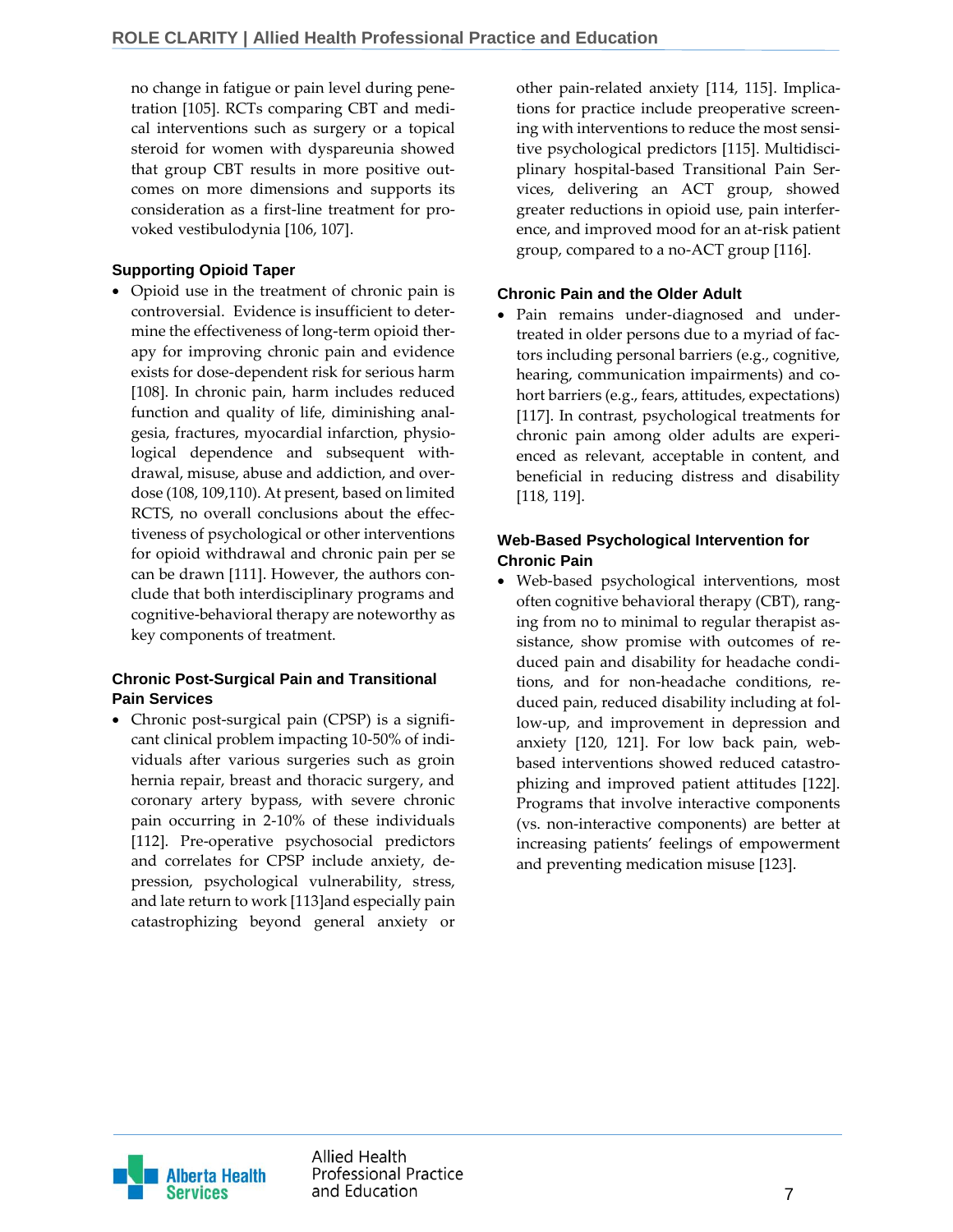no change in fatigue or pain level during penetration [105]. RCTs comparing CBT and medical interventions such as surgery or a topical steroid for women with dyspareunia showed that group CBT results in more positive outcomes on more dimensions and supports its consideration as a first-line treatment for provoked vestibulodynia [106, 107].

### Supporting Opioid Taper

- Opioid use in the treatment of chronic pain is controversial. Evidence is insufficient to determine the effectiveness of long-term opioid therapy for improving chronic pain and evidence exists for dose-dependent risk for serious harm [108]. In chronic pain, harm includes reduced function and quality of life, diminishing analgesia, fractures, myocardial infarction, physiological dependence and subsequent withdrawal, misuse, abuse and addiction, and overdose (108, 109,110). At present, based on limited RCTS, no overall conclusions about the effectiveness of psychological or other interventions for opioid withdrawal and chronic pain per se can be drawn [111]. However, the authors conclude that both interdisciplinary programs and cognitive-behavioral therapy are noteworthy as key components of treatment.

### Chronic Post-Surgical Pain and Transitional Pain Services

- Chronic post-surgical pain (CPSP) is a significant clinical problem impacting 10-50% of individuals after various surgeries such as groin hernia repair, breast and thoracic surgery, and coronary artery bypass, with severe chronic pain occurring in 2-10% of these individuals [112]. Pre-operative psychosocial predictors and correlates for CPSP include anxiety, depression, psychological vulnerability, stress, and late return to work [113]and especially pain catastrophizing beyond general anxiety or other pain-related anxiety [114, 115]. Implications for practice include preoperative screening with interventions to reduce the most sensitive psychological predictors [115]. Multidisciplinary hospital-based Transitional Pain Services, delivering an ACT group, showed greater reductions in opioid use, pain interference, and improved mood for an at-risk patient group, compared to a no-ACT group [116].

### Chronic Pain and the Older Adult

- Pain remains under-diagnosed and undertreated in older persons due to a myriad of factors including personal barriers (e.g., cognitive, hearing, communication impairments) and cohort barriers (e.g., fears, attitudes, expectations) [117]. In contrast, psychological treatments for chronic pain among older adults are experienced as relevant, acceptable in content, and beneficial in reducing distress and disability [118, 119].

### Web-Based Psychological Intervention for Chronic Pain

- Web-based psychological interventions, most often cognitive behavioral therapy (CBT), ranging from no to minimal to regular therapist assistance, show promise with outcomes of reduced pain and disability for headache conditions, and for non-headache conditions, reduced pain, reduced disability including at follow-up, and improvement in depression and anxiety [120, 121]. For low back pain, web-based interventions showed reduced catastrophizing and improved patient attitudes [122]. Programs that involve interactive components (vs. non-interactive components) are better at increasing patients' feelings of empowerment and preventing medication misuse [123].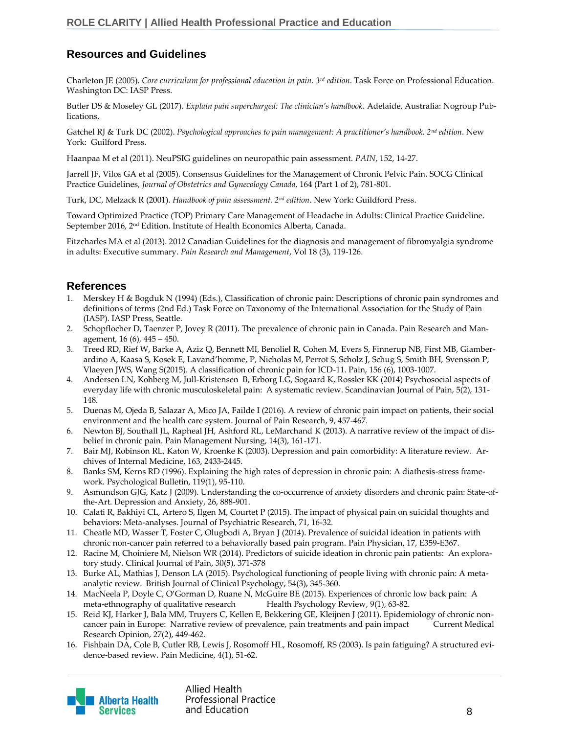## Resources and Guidelines

Charleton JE (2005). *Core curriculum for professional education in pain. 3rd edition*. Task Force on Professional Education. Washington DC: IASP Press.

Butler DS & Moseley GL (2017). *Explain pain supercharged: The clinician's handbook*. Adelaide, Australia: Nogroup Publications.

Gatchel RJ & Turk DC (2002). *Psychological approaches to pain management: A practitioner's handbook. 2nd edition*. New York: Guilford Press.

Haanpaa M et al (2011). NeuPSIG guidelines on neuropathic pain assessment. *PAIN*, 152, 14-27.

Jarrell JF, Vilos GA et al (2005). Consensus Guidelines for the Management of Chronic Pelvic Pain. SOCG Clinical Practice Guidelines, *Journal of Obstetrics and Gynecology Canada*, 164 (Part 1 of 2), 781-801.

Turk, DC, Melzack R (2001). *Handbook of pain assessment. 2nd edition*. New York: Guildford Press.

Toward Optimized Practice (TOP) Primary Care Management of Headache in Adults: Clinical Practice Guideline. September 2016, 2nd Edition. Institute of Health Economics Alberta, Canada.

Fitzcharles MA et al (2013). 2012 Canadian Guidelines for the diagnosis and management of fibromyalgia syndrome in adults: Executive summary. *Pain Research and Management*, Vol 18 (3), 119-126.

## References

1. Merskey H & Bogduk N (1994) (Eds.), Classification of chronic pain: Descriptions of chronic pain syndromes and definitions of terms (2nd Ed.) Task Force on Taxonomy of the International Association for the Study of Pain (IASP). IASP Press, Seattle.
2. Schopflocher D, Taenzer P, Jovey R (2011). The prevalence of chronic pain in Canada. Pain Research and Management, 16 (6), 445 – 450.
3. Treed RD, Rief W, Barke A, Aziz Q, Bennett MI, Benoliel R, Cohen M, Evers S, Finnerup NB, First MB, Giamberardino A, Kaasa S, Kosek E, Lavand'homme, P, Nicholas M, Perrot S, Scholz J, Schug S, Smith BH, Svensson P, Vlaeyen JWS, Wang S(2015). A classification of chronic pain for ICD-11. Pain, 156 (6), 1003-1007.
4. Andersen LN, Kohberg M, Jull-Kristensen B, Erborg LG, Sogaard K, Rossler KK (2014) Psychosocial aspects of everyday life with chronic musculoskeletal pain: A systematic review. Scandinavian Journal of Pain, 5(2), 131-148.
5. Duenas M, Ojeda B, Salazar A, Mico JA, Failde I (2016). A review of chronic pain impact on patients, their social environment and the health care system. Journal of Pain Research, 9, 457-467.
6. Newton BJ, Southall JL, Rapheal JH, Ashford RL, LeMarchand K (2013). A narrative review of the impact of disbelief in chronic pain. Pain Management Nursing, 14(3), 161-171.
7. Bair MJ, Robinson RL, Katon W, Kroenke K (2003). Depression and pain comorbidity: A literature review. Archives of Internal Medicine, 163, 2433-2445.
8. Banks SM, Kerns RD (1996). Explaining the high rates of depression in chronic pain: A diathesis-stress framework. Psychological Bulletin, 119(1), 95-110.
9. Asmundson GJG, Katz J (2009). Understanding the co-occurrence of anxiety disorders and chronic pain: State-of-the-Art. Depression and Anxiety, 26, 888-901.
10. Calati R, Bakhiyi CL, Artero S, Ilgen M, Courtet P (2015). The impact of physical pain on suicidal thoughts and behaviors: Meta-analyses. Journal of Psychiatric Research, 71, 16-32.
11. Cheatle MD, Wasser T, Foster C, Olugbodi A, Bryan J (2014). Prevalence of suicidal ideation in patients with chronic non-cancer pain referred to a behaviorally based pain program. Pain Physician, 17, E359-E367.
12. Racine M, Choiniere M, Nielson WR (2014). Predictors of suicide ideation in chronic pain patients: An exploratory study. Clinical Journal of Pain, 30(5), 371-378
13. Burke AL, Mathias J, Denson LA (2015). Psychological functioning of people living with chronic pain: A meta-analytic review. British Journal of Clinical Psychology, 54(3), 345-360.
14. MacNeela P, Doyle C, O'Gorman D, Ruane N, McGuire BE (2015). Experiences of chronic low back pain: A meta-ethnography of qualitative research Health Psychology Review, 9(1), 63-82.
15. Reid KJ, Harker J, Bala MM, Truyers C, Kellen E, Bekkering GE, Kleijnen J (2011). Epidemiology of chronic non-cancer pain in Europe: Narrative review of prevalence, pain treatments and pain impact Current Medical Research Opinion, 27(2), 449-462.
16. Fishbain DA, Cole B, Cutler RB, Lewis J, Rosomoff HL, Rosomoff, RS (2003). Is pain fatiguing? A structured evidence-based review. Pain Medicine, 4(1), 51-62.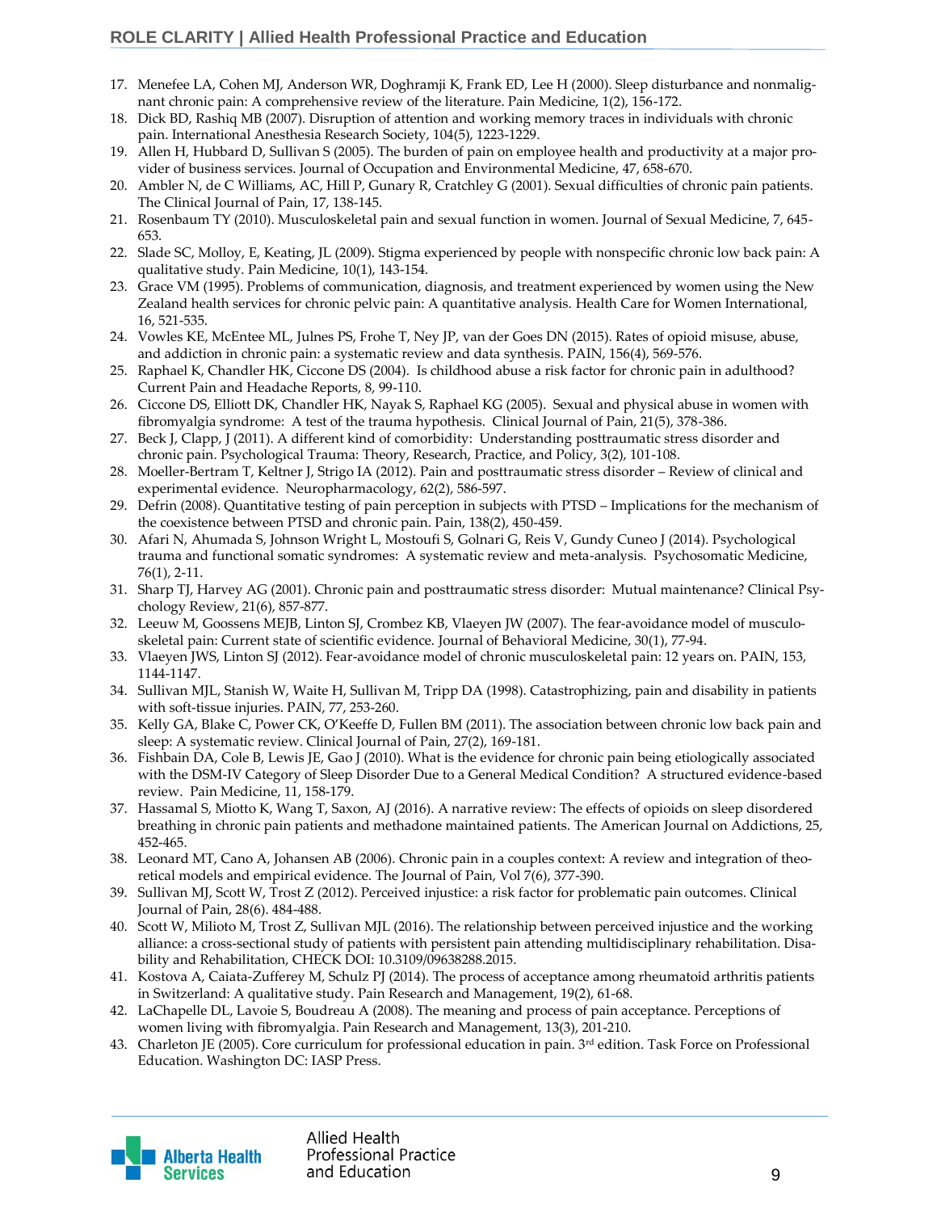17. Menefee LA, Cohen MJ, Anderson WR, Doghramji K, Frank ED, Lee H (2000). Sleep disturbance and nonmalignant chronic pain: A comprehensive review of the literature. Pain Medicine, 1(2), 156-172.
18. Dick BD, Rashiq MB (2007). Disruption of attention and working memory traces in individuals with chronic pain. International Anesthesia Research Society, 104(5), 1223-1229.
19. Allen H, Hubbard D, Sullivan S (2005). The burden of pain on employee health and productivity at a major provider of business services. Journal of Occupation and Environmental Medicine, 47, 658-670.
20. Ambler N, de C Williams, AC, Hill P, Gunary R, Cratchley G (2001). Sexual difficulties of chronic pain patients. The Clinical Journal of Pain, 17, 138-145.
21. Rosenbaum TY (2010). Musculoskeletal pain and sexual function in women. Journal of Sexual Medicine, 7, 645-653.
22. Slade SC, Molloy, E, Keating, JL (2009). Stigma experienced by people with nonspecific chronic low back pain: A qualitative study. Pain Medicine, 10(1), 143-154.
23. Grace VM (1995). Problems of communication, diagnosis, and treatment experienced by women using the New Zealand health services for chronic pelvic pain: A quantitative analysis. Health Care for Women International, 16, 521-535.
24. Vowles KE, McEntee ML, Julnes PS, Frohe T, Ney JP, van der Goes DN (2015). Rates of opioid misuse, abuse, and addiction in chronic pain: a systematic review and data synthesis. PAIN, 156(4), 569-576.
25. Raphael K, Chandler HK, Ciccone DS (2004). Is childhood abuse a risk factor for chronic pain in adulthood? Current Pain and Headache Reports, 8, 99-110.
26. Ciccone DS, Elliott DK, Chandler HK, Nayak S, Raphael KG (2005). Sexual and physical abuse in women with fibromyalgia syndrome: A test of the trauma hypothesis. Clinical Journal of Pain, 21(5), 378-386.
27. Beck J, Clapp, J (2011). A different kind of comorbidity: Understanding posttraumatic stress disorder and chronic pain. Psychological Trauma: Theory, Research, Practice, and Policy, 3(2), 101-108.
28. Moeller-Bertram T, Keltner J, Strigo IA (2012). Pain and posttraumatic stress disorder – Review of clinical and experimental evidence. Neuropharmacology, 62(2), 586-597.
29. Defrin (2008). Quantitative testing of pain perception in subjects with PTSD – Implications for the mechanism of the coexistence between PTSD and chronic pain. Pain, 138(2), 450-459.
30. Afari N, Ahumada S, Johnson Wright L, Mostoufi S, Golnari G, Reis V, Gundy Cuneo J (2014). Psychological trauma and functional somatic syndromes: A systematic review and meta-analysis. Psychosomatic Medicine, 76(1), 2-11.
31. Sharp TJ, Harvey AG (2001). Chronic pain and posttraumatic stress disorder: Mutual maintenance? Clinical Psychology Review, 21(6), 857-877.
32. Leeuw M, Goossens MEJB, Linton SJ, Crombez KB, Vlaeyen JW (2007). The fear-avoidance model of musculoskeletal pain: Current state of scientific evidence. Journal of Behavioral Medicine, 30(1), 77-94.
33. Vlaeyen JWS, Linton SJ (2012). Fear-avoidance model of chronic musculoskeletal pain: 12 years on. PAIN, 153, 1144-1147.
34. Sullivan MJL, Stanish W, Waite H, Sullivan M, Tripp DA (1998). Catastrophizing, pain and disability in patients with soft-tissue injuries. PAIN, 77, 253-260.
35. Kelly GA, Blake C, Power CK, O'Keeffe D, Fullen BM (2011). The association between chronic low back pain and sleep: A systematic review. Clinical Journal of Pain, 27(2), 169-181.
36. Fishbain DA, Cole B, Lewis JE, Gao J (2010). What is the evidence for chronic pain being etiologically associated with the DSM-IV Category of Sleep Disorder Due to a General Medical Condition? A structured evidence-based review. Pain Medicine, 11, 158-179.
37. Hassamal S, Miotto K, Wang T, Saxon, AJ (2016). A narrative review: The effects of opioids on sleep disordered breathing in chronic pain patients and methadone maintained patients. The American Journal on Addictions, 25, 452-465.
38. Leonard MT, Cano A, Johansen AB (2006). Chronic pain in a couples context: A review and integration of theoretical models and empirical evidence. The Journal of Pain, Vol 7(6), 377-390.
39. Sullivan MJ, Scott W, Trost Z (2012). Perceived injustice: a risk factor for problematic pain outcomes. Clinical Journal of Pain, 28(6). 484-488.
40. Scott W, Milioto M, Trost Z, Sullivan MJL (2016). The relationship between perceived injustice and the working alliance: a cross-sectional study of patients with persistent pain attending multidisciplinary rehabilitation. Disability and Rehabilitation, CHECK DOI: 10.3109/09638288.2015.
41. Kostova A, Caiata-Zufferey M, Schulz PJ (2014). The process of acceptance among rheumatoid arthritis patients in Switzerland: A qualitative study. Pain Research and Management, 19(2), 61-68.
42. LaChapelle DL, Lavoie S, Boudreau A (2008). The meaning and process of pain acceptance. Perceptions of women living with fibromyalgia. Pain Research and Management, 13(3), 201-210.
43. Charleton JE (2005). Core curriculum for professional education in pain. 3rd edition. Task Force on Professional Education. Washington DC: IASP Press.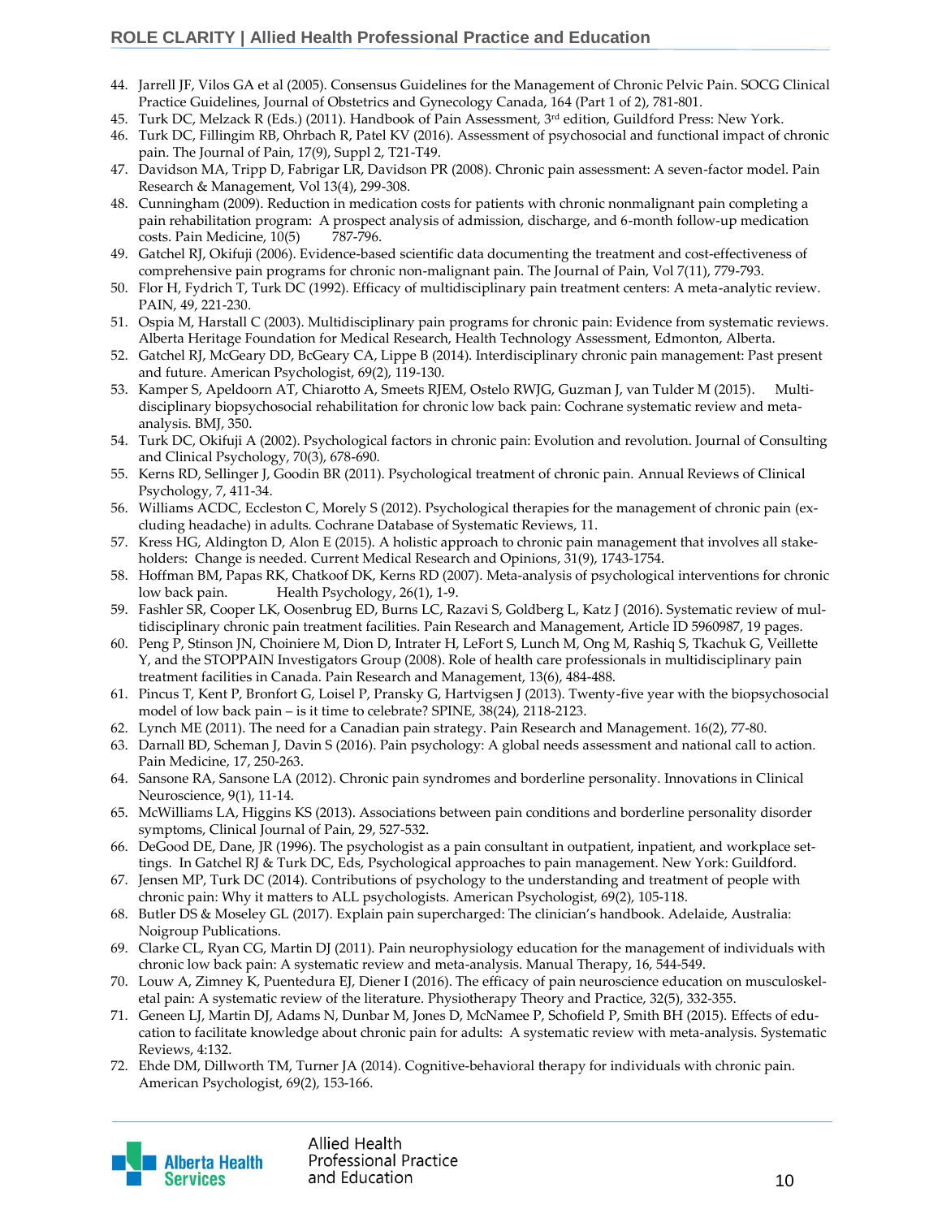44. Jarrell JF, Vilos GA et al (2005). Consensus Guidelines for the Management of Chronic Pelvic Pain. SOCG Clinical Practice Guidelines, Journal of Obstetrics and Gynecology Canada, 164 (Part 1 of 2), 781-801.
45. Turk DC, Melzack R (Eds.) (2011). Handbook of Pain Assessment, 3rd edition, Guildford Press: New York.
46. Turk DC, Fillingim RB, Ohrbach R, Patel KV (2016). Assessment of psychosocial and functional impact of chronic pain. The Journal of Pain, 17(9), Suppl 2, T21-T49.
47. Davidson MA, Tripp D, Fabrigar LR, Davidson PR (2008). Chronic pain assessment: A seven-factor model. Pain Research & Management, Vol 13(4), 299-308.
48. Cunningham (2009). Reduction in medication costs for patients with chronic nonmalignant pain completing a pain rehabilitation program: A prospect analysis of admission, discharge, and 6-month follow-up medication costs. Pain Medicine, 10(5) 787-796.
49. Gatchel RJ, Okifuji (2006). Evidence-based scientific data documenting the treatment and cost-effectiveness of comprehensive pain programs for chronic non-malignant pain. The Journal of Pain, Vol 7(11), 779-793.
50. Flor H, Fydrich T, Turk DC (1992). Efficacy of multidisciplinary pain treatment centers: A meta-analytic review. PAIN, 49, 221-230.
51. Ospia M, Harstall C (2003). Multidisciplinary pain programs for chronic pain: Evidence from systematic reviews. Alberta Heritage Foundation for Medical Research, Health Technology Assessment, Edmonton, Alberta.
52. Gatchel RJ, McGeary DD, BcGeary CA, Lippe B (2014). Interdisciplinary chronic pain management: Past present and future. American Psychologist, 69(2), 119-130.
53. Kamper S, Apeldoorn AT, Chiarotto A, Smeets RJEM, Ostelo RWJG, Guzman J, van Tulder M (2015). Multi-disciplinary biopsychosocial rehabilitation for chronic low back pain: Cochrane systematic review and meta-analysis. BMJ, 350.
54. Turk DC, Okifuji A (2002). Psychological factors in chronic pain: Evolution and revolution. Journal of Consulting and Clinical Psychology, 70(3), 678-690.
55. Kerns RD, Sellinger J, Goodin BR (2011). Psychological treatment of chronic pain. Annual Reviews of Clinical Psychology, 7, 411-34.
56. Williams ACDC, Eccleston C, Morely S (2012). Psychological therapies for the management of chronic pain (excluding headache) in adults. Cochrane Database of Systematic Reviews, 11.
57. Kress HG, Aldington D, Alon E (2015). A holistic approach to chronic pain management that involves all stakeholders: Change is needed. Current Medical Research and Opinions, 31(9), 1743-1754.
58. Hoffman BM, Papas RK, Chatkoof DK, Kerns RD (2007). Meta-analysis of psychological interventions for chronic low back pain. Health Psychology, 26(1), 1-9.
59. Fashler SR, Cooper LK, Oosenbrug ED, Burns LC, Razavi S, Goldberg L, Katz J (2016). Systematic review of multidisciplinary chronic pain treatment facilities. Pain Research and Management, Article ID 5960987, 19 pages.
60. Peng P, Stinson JN, Choiniere M, Dion D, Intrater H, LeFort S, Lunch M, Ong M, Rashiq S, Tkachuk G, Veillette Y, and the STOPPAIN Investigators Group (2008). Role of health care professionals in multidisciplinary pain treatment facilities in Canada. Pain Research and Management, 13(6), 484-488.
61. Pincus T, Kent P, Bronfort G, Loisel P, Pransky G, Hartvigsen J (2013). Twenty-five year with the biopsychosocial model of low back pain – is it time to celebrate? SPINE, 38(24), 2118-2123.
62. Lynch ME (2011). The need for a Canadian pain strategy. Pain Research and Management. 16(2), 77-80.
63. Darnall BD, Scheman J, Davin S (2016). Pain psychology: A global needs assessment and national call to action. Pain Medicine, 17, 250-263.
64. Sansone RA, Sansone LA (2012). Chronic pain syndromes and borderline personality. Innovations in Clinical Neuroscience, 9(1), 11-14.
65. McWilliams LA, Higgins KS (2013). Associations between pain conditions and borderline personality disorder symptoms, Clinical Journal of Pain, 29, 527-532.
66. DeGood DE, Dane, JR (1996). The psychologist as a pain consultant in outpatient, inpatient, and workplace settings. In Gatchel RJ & Turk DC, Eds, Psychological approaches to pain management. New York: Guildford.
67. Jensen MP, Turk DC (2014). Contributions of psychology to the understanding and treatment of people with chronic pain: Why it matters to ALL psychologists. American Psychologist, 69(2), 105-118.
68. Butler DS & Moseley GL (2017). Explain pain supercharged: The clinician's handbook. Adelaide, Australia: Noigroup Publications.
69. Clarke CL, Ryan CG, Martin DJ (2011). Pain neurophysiology education for the management of individuals with chronic low back pain: A systematic review and meta-analysis. Manual Therapy, 16, 544-549.
70. Louw A, Zimney K, Puentedura EJ, Diener I (2016). The efficacy of pain neuroscience education on musculoskeletal pain: A systematic review of the literature. Physiotherapy Theory and Practice, 32(5), 332-355.
71. Geneen LJ, Martin DJ, Adams N, Dunbar M, Jones D, McNamee P, Schofield P, Smith BH (2015). Effects of education to facilitate knowledge about chronic pain for adults: A systematic review with meta-analysis. Systematic Reviews, 4:132.
72. Ehde DM, Dillworth TM, Turner JA (2014). Cognitive-behavioral therapy for individuals with chronic pain. American Psychologist, 69(2), 153-166.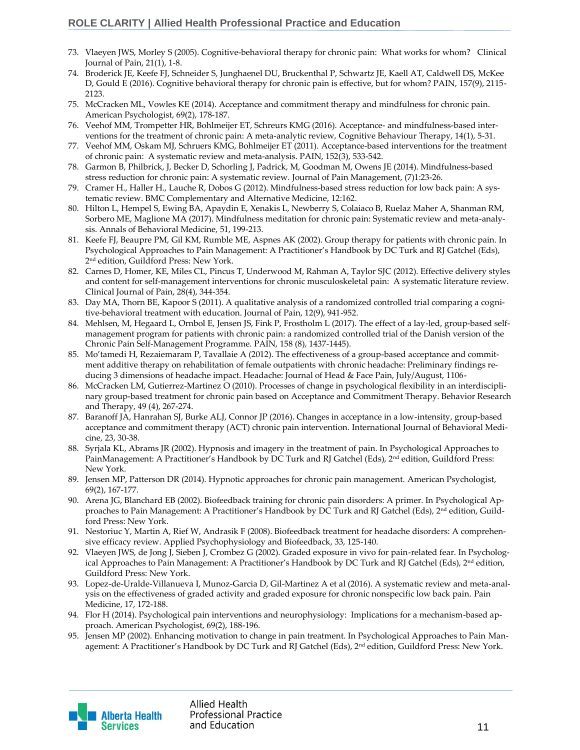73. Vlaeyen JWS, Morley S (2005). Cognitive-behavioral therapy for chronic pain: What works for whom? Clinical Journal of Pain, 21(1), 1-8.
74. Broderick JE, Keefe FJ, Schneider S, Junghaenel DU, Bruckenthal P, Schwartz JE, Kaell AT, Caldwell DS, McKee D, Gould E (2016). Cognitive behavioral therapy for chronic pain is effective, but for whom? PAIN, 157(9), 2115-2123.
75. McCracken ML, Vowles KE (2014). Acceptance and commitment therapy and mindfulness for chronic pain. American Psychologist, 69(2), 178-187.
76. Veehof MM, Trompetter HR, Bohlmeijer ET, Schreurs KMG (2016). Acceptance- and mindfulness-based interventions for the treatment of chronic pain: A meta-analytic review, Cognitive Behaviour Therapy, 14(1), 5-31.
77. Veehof MM, Oskam MJ, Schruers KMG, Bohlmeijer ET (2011). Acceptance-based interventions for the treatment of chronic pain: A systematic review and meta-analysis. PAIN, 152(3), 533-542.
78. Garmon B, Philbrick, J, Becker D, Schorling J, Padrick, M, Goodman M, Owens JE (2014). Mindfulness-based stress reduction for chronic pain: A systematic review. Journal of Pain Management, (7)1:23-26.
79. Cramer H., Haller H., Lauche R, Dobos G (2012). Mindfulness-based stress reduction for low back pain: A systematic review. BMC Complementary and Alternative Medicine, 12:162.
80. Hilton L, Hempel S, Ewing BA, Apaydin E, Xenakis L, Newberry S, Colaiaco B, Ruelaz Maher A, Shanman RM, Sorbero ME, Maglione MA (2017). Mindfulness meditation for chronic pain: Systematic review and meta-analysis. Annals of Behavioral Medicine, 51, 199-213.
81. Keefe FJ, Beaupre PM, Gil KM, Rumble ME, Aspnes AK (2002). Group therapy for patients with chronic pain. In Psychological Approaches to Pain Management: A Practitioner's Handbook by DC Turk and RJ Gatchel (Eds), 2nd edition, Guildford Press: New York.
82. Carnes D, Homer, KE, Miles CL, Pincus T, Underwood M, Rahman A, Taylor SJC (2012). Effective delivery styles and content for self-management interventions for chronic musculoskeletal pain: A systematic literature review. Clinical Journal of Pain, 28(4), 344-354.
83. Day MA, Thorn BE, Kapoor S (2011). A qualitative analysis of a randomized controlled trial comparing a cognitive-behavioral treatment with education. Journal of Pain, 12(9), 941-952.
84. Mehlsen, M, Hegaard L, Ornbol E, Jensen JS, Fink P, Frostholm L (2017). The effect of a lay-led, group-based self-management program for patients with chronic pain: a randomized controlled trial of the Danish version of the Chronic Pain Self-Management Programme. PAIN, 158 (8), 1437-1445).
85. Mo'tamedi H, Rezaiemaram P, Tavallaie A (2012). The effectiveness of a group-based acceptance and commitment additive therapy on rehabilitation of female outpatients with chronic headache: Preliminary findings reducing 3 dimensions of headache impact. Headache: Journal of Head & Face Pain, July/August, 1106-
86. McCracken LM, Gutierrez-Martinez O (2010). Processes of change in psychological flexibility in an interdisciplinary group-based treatment for chronic pain based on Acceptance and Commitment Therapy. Behavior Research and Therapy, 49 (4), 267-274.
87. Baranoff JA, Hanrahan SJ, Burke ALJ, Connor JP (2016). Changes in acceptance in a low-intensity, group-based acceptance and commitment therapy (ACT) chronic pain intervention. International Journal of Behavioral Medicine, 23, 30-38.
88. Syrjala KL, Abrams JR (2002). Hypnosis and imagery in the treatment of pain. In Psychological Approaches to PainManagement: A Practitioner's Handbook by DC Turk and RJ Gatchel (Eds), 2nd edition, Guildford Press: New York.
89. Jensen MP, Patterson DR (2014). Hypnotic approaches for chronic pain management. American Psychologist, 69(2), 167-177.
90. Arena JG, Blanchard EB (2002). Biofeedback training for chronic pain disorders: A primer. In Psychological Approaches to Pain Management: A Practitioner's Handbook by DC Turk and RJ Gatchel (Eds), 2nd edition, Guildford Press: New York.
91. Nestoriuc Y, Martin A, Rief W, Andrasik F (2008). Biofeedback treatment for headache disorders: A comprehensive efficacy review. Applied Psychophysiology and Biofeedback, 33, 125-140.
92. Vlaeyen JWS, de Jong J, Sieben J, Crombez G (2002). Graded exposure in vivo for pain-related fear. In Psychological Approaches to Pain Management: A Practitioner's Handbook by DC Turk and RJ Gatchel (Eds), 2nd edition, Guildford Press: New York.
93. Lopez-de-Uralde-Villanueva I, Munoz-Garcia D, Gil-Martinez A et al (2016). A systematic review and meta-analysis on the effectiveness of graded activity and graded exposure for chronic nonspecific low back pain. Pain Medicine, 17, 172-188.
94. Flor H (2014). Psychological pain interventions and neurophysiology: Implications for a mechanism-based approach. American Psychologist, 69(2), 188-196.
95. Jensen MP (2002). Enhancing motivation to change in pain treatment. In Psychological Approaches to Pain Management: A Practitioner's Handbook by DC Turk and RJ Gatchel (Eds), 2nd edition, Guildford Press: New York.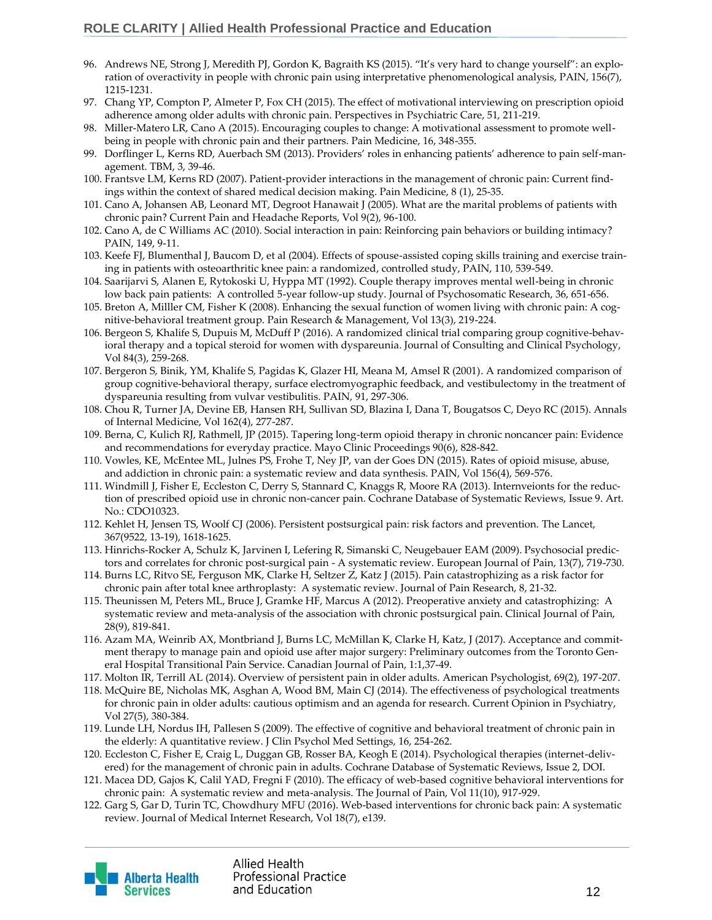96. Andrews NE, Strong J, Meredith PJ, Gordon K, Bagraith KS (2015). "It's very hard to change yourself": an exploration of overactivity in people with chronic pain using interpretative phenomenological analysis, PAIN, 156(7), 1215-1231.
97. Chang YP, Compton P, Almeter P, Fox CH (2015). The effect of motivational interviewing on prescription opioid adherence among older adults with chronic pain. Perspectives in Psychiatric Care, 51, 211-219.
98. Miller-Matero LR, Cano A (2015). Encouraging couples to change: A motivational assessment to promote well-being in people with chronic pain and their partners. Pain Medicine, 16, 348-355.
99. Dorflinger L, Kerns RD, Auerbach SM (2013). Providers' roles in enhancing patients' adherence to pain self-management. TBM, 3, 39-46.
100. Frantsve LM, Kerns RD (2007). Patient-provider interactions in the management of chronic pain: Current findings within the context of shared medical decision making. Pain Medicine, 8 (1), 25-35.
101. Cano A, Johansen AB, Leonard MT, Degroot Hanawait J (2005). What are the marital problems of patients with chronic pain? Current Pain and Headache Reports, Vol 9(2), 96-100.
102. Cano A, de C Williams AC (2010). Social interaction in pain: Reinforcing pain behaviors or building intimacy? PAIN, 149, 9-11.
103. Keefe FJ, Blumenthal J, Baucom D, et al (2004). Effects of spouse-assisted coping skills training and exercise training in patients with osteoarthritic knee pain: a randomized, controlled study, PAIN, 110, 539-549.
104. Saarijarvi S, Alanen E, Rytokoski U, Hyppa MT (1992). Couple therapy improves mental well-being in chronic low back pain patients: A controlled 5-year follow-up study. Journal of Psychosomatic Research, 36, 651-656.
105. Breton A, Milller CM, Fisher K (2008). Enhancing the sexual function of women living with chronic pain: A cognitive-behavioral treatment group. Pain Research & Management, Vol 13(3), 219-224.
106. Bergeon S, Khalife S, Dupuis M, McDuff P (2016). A randomized clinical trial comparing group cognitive-behavioral therapy and a topical steroid for women with dyspareunia. Journal of Consulting and Clinical Psychology, Vol 84(3), 259-268.
107. Bergeron S, Binik, YM, Khalife S, Pagidas K, Glazer HI, Meana M, Amsel R (2001). A randomized comparison of group cognitive-behavioral therapy, surface electromyographic feedback, and vestibulectomy in the treatment of dyspareunia resulting from vulvar vestibulitis. PAIN, 91, 297-306.
108. Chou R, Turner JA, Devine EB, Hansen RH, Sullivan SD, Blazina I, Dana T, Bougatsos C, Deyo RC (2015). Annals of Internal Medicine, Vol 162(4), 277-287.
109. Berna, C, Kulich RJ, Rathmell, JP (2015). Tapering long-term opioid therapy in chronic noncancer pain: Evidence and recommendations for everyday practice. Mayo Clinic Proceedings 90(6), 828-842.
110. Vowles, KE, McEntee ML, Julnes PS, Frohe T, Ney JP, van der Goes DN (2015). Rates of opioid misuse, abuse, and addiction in chronic pain: a systematic review and data synthesis. PAIN, Vol 156(4), 569-576.
111. Windmill J, Fisher E, Eccleston C, Derry S, Stannard C, Knaggs R, Moore RA (2013). Internveionts for the reduction of prescribed opioid use in chronic non-cancer pain. Cochrane Database of Systematic Reviews, Issue 9. Art. No.: CDO10323.
112. Kehlet H, Jensen TS, Woolf CJ (2006). Persistent postsurgical pain: risk factors and prevention. The Lancet, 367(9522, 13-19), 1618-1625.
113. Hinrichs-Rocker A, Schulz K, Jarvinen I, Lefering R, Simanski C, Neugebauer EAM (2009). Psychosocial predictors and correlates for chronic post-surgical pain - A systematic review. European Journal of Pain, 13(7), 719-730.
114. Burns LC, Ritvo SE, Ferguson MK, Clarke H, Seltzer Z, Katz J (2015). Pain catastrophizing as a risk factor for chronic pain after total knee arthroplasty: A systematic review. Journal of Pain Research, 8, 21-32.
115. Theunissen M, Peters ML, Bruce J, Gramke HF, Marcus A (2012). Preoperative anxiety and catastrophizing: A systematic review and meta-analysis of the association with chronic postsurgical pain. Clinical Journal of Pain, 28(9), 819-841.
116. Azam MA, Weinrib AX, Montbriand J, Burns LC, McMillan K, Clarke H, Katz, J (2017). Acceptance and commitment therapy to manage pain and opioid use after major surgery: Preliminary outcomes from the Toronto General Hospital Transitional Pain Service. Canadian Journal of Pain, 1:1,37-49.
117. Molton IR, Terrill AL (2014). Overview of persistent pain in older adults. American Psychologist, 69(2), 197-207.
118. McQuire BE, Nicholas MK, Asghan A, Wood BM, Main CJ (2014). The effectiveness of psychological treatments for chronic pain in older adults: cautious optimism and an agenda for research. Current Opinion in Psychiatry, Vol 27(5), 380-384.
119. Lunde LH, Nordus IH, Pallesen S (2009). The effective of cognitive and behavioral treatment of chronic pain in the elderly: A quantitative review. J Clin Psychol Med Settings, 16, 254-262.
120. Eccleston C, Fisher E, Craig L, Duggan GB, Rosser BA, Keogh E (2014). Psychological therapies (internet-delivered) for the management of chronic pain in adults. Cochrane Database of Systematic Reviews, Issue 2, DOI.
121. Macea DD, Gajos K, Calil YAD, Fregni F (2010). The efficacy of web-based cognitive behavioral interventions for chronic pain: A systematic review and meta-analysis. The Journal of Pain, Vol 11(10), 917-929.
122. Garg S, Gar D, Turin TC, Chowdhury MFU (2016). Web-based interventions for chronic back pain: A systematic review. Journal of Medical Internet Research, Vol 18(7), e139.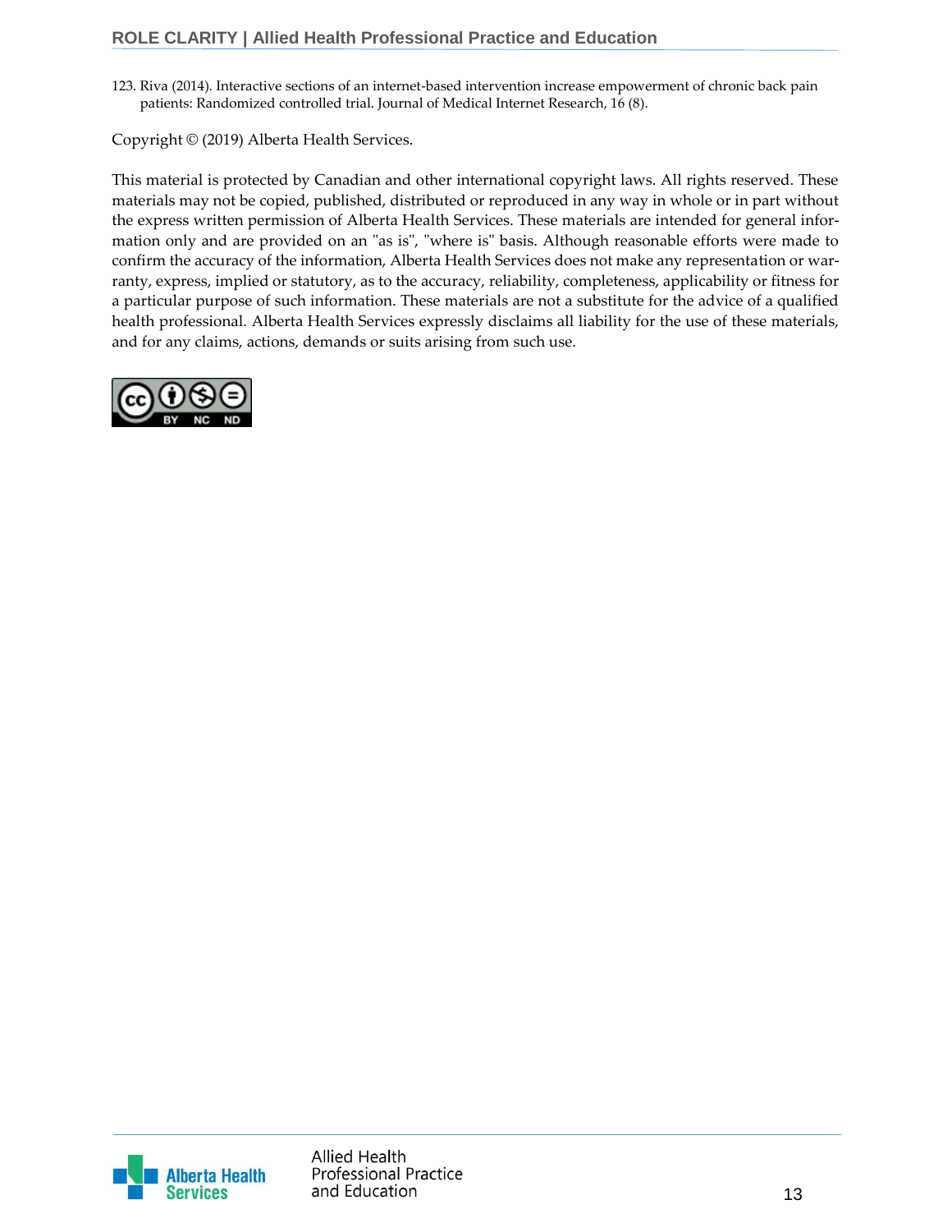123. Riva (2014). Interactive sections of an internet-based intervention increase empowerment of chronic back pain patients: Randomized controlled trial. Journal of Medical Internet Research, 16 (8).

Copyright © (2019) Alberta Health Services.

This material is protected by Canadian and other international copyright laws. All rights reserved. These materials may not be copied, published, distributed or reproduced in any way in whole or in part without the express written permission of Alberta Health Services. These materials are intended for general information only and are provided on an "as is", "where is" basis. Although reasonable efforts were made to confirm the accuracy of the information, Alberta Health Services does not make any representation or warranty, express, implied or statutory, as to the accuracy, reliability, completeness, applicability or fitness for a particular purpose of such information. These materials are not a substitute for the advice of a qualified health professional. Alberta Health Services expressly disclaims all liability for the use of these materials, and for any claims, actions, demands or suits arising from such use.